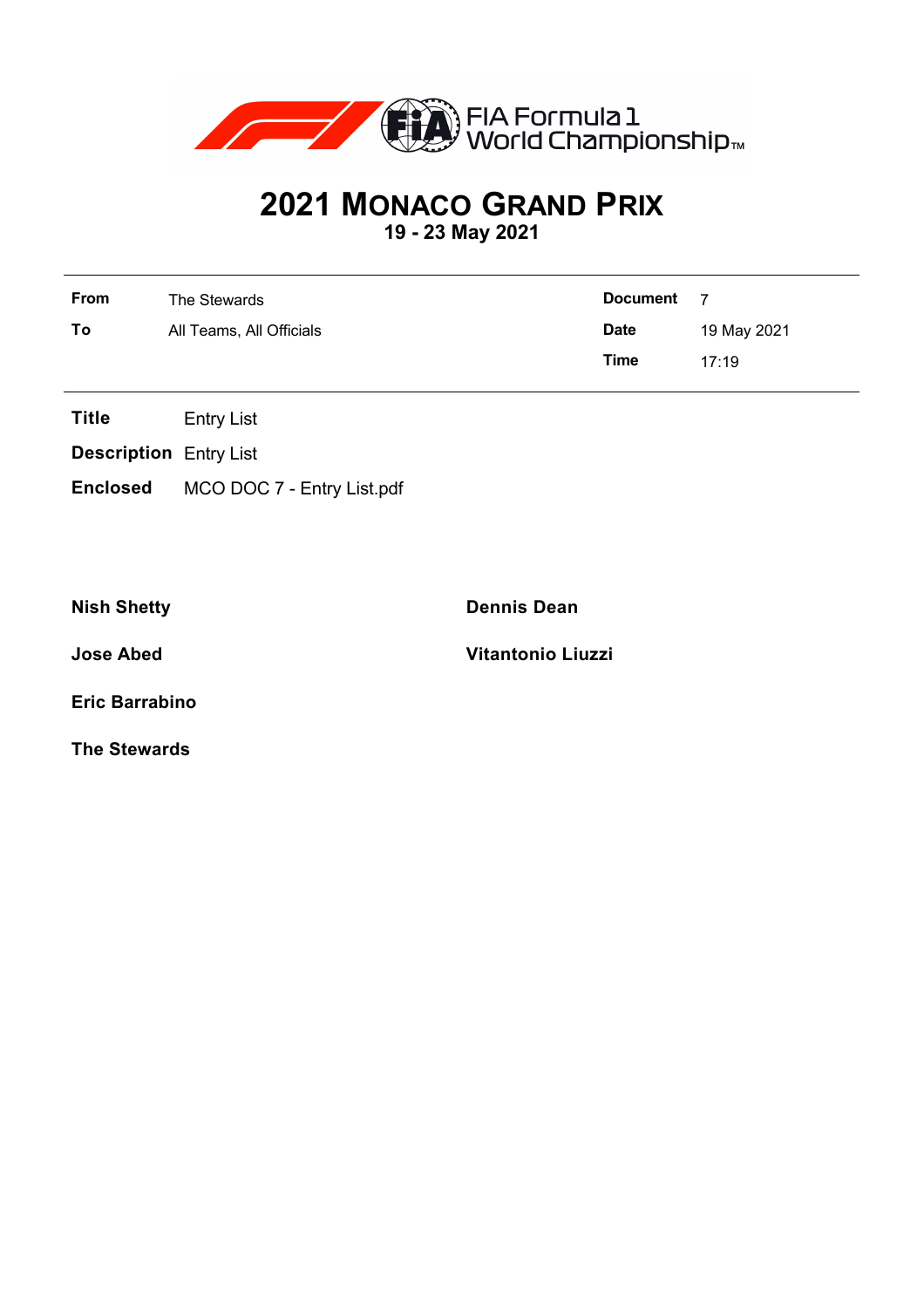# 2021 MONACO GRAND PRIX

**19 - 23 May 2021**

| | | | |
|---|---|---|---|
| **From** | The Stewards | **Document** | 7 |
| **To** | All Teams, All Officials | **Date** | 19 May 2021 |
| | | **Time** | 17:19 |

**Title** Entry List

**Description** Entry List

**Enclosed** MCO DOC 7 - Entry List.pdf

**Nish Shetty**

**Dennis Dean**

**Jose Abed**

**Vitantonio Liuzzi**

**Eric Barrabino**

**The Stewards**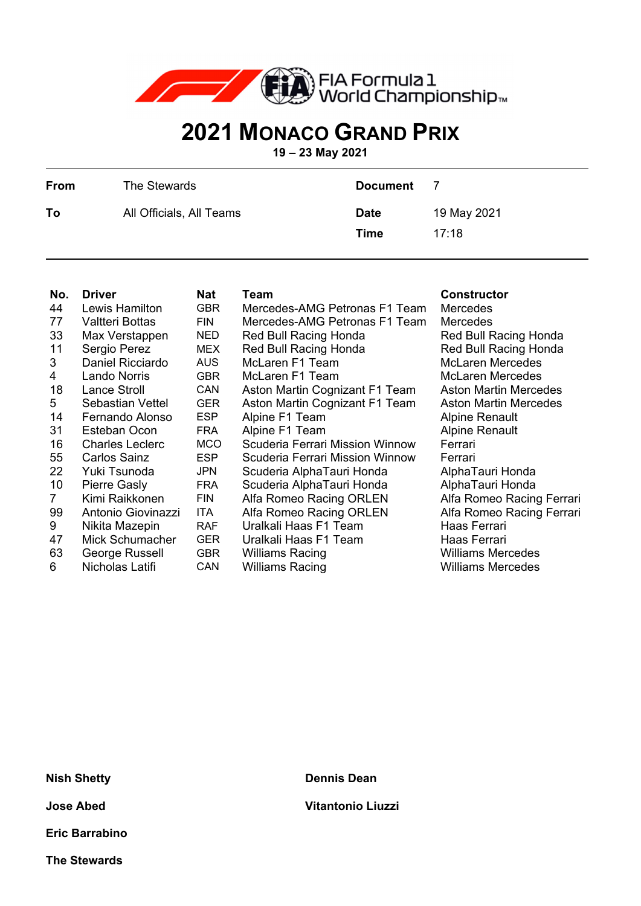FIA Formula 1 World Championship™

# 2021 Monaco Grand Prix

**19 – 23 May 2021**

| | | | |
|---|---|---|---|
| **From** | The Stewards | **Document** | 7 |
| **To** | All Officials, All Teams | **Date** | 19 May 2021 |
| | | **Time** | 17:18 |

| No. | Driver | Nat | Team | Constructor |
|---|---|---|---|---|
| 44 | Lewis Hamilton | GBR | Mercedes-AMG Petronas F1 Team | Mercedes |
| 77 | Valtteri Bottas | FIN | Mercedes-AMG Petronas F1 Team | Mercedes |
| 33 | Max Verstappen | NED | Red Bull Racing Honda | Red Bull Racing Honda |
| 11 | Sergio Perez | MEX | Red Bull Racing Honda | Red Bull Racing Honda |
| 3 | Daniel Ricciardo | AUS | McLaren F1 Team | McLaren Mercedes |
| 4 | Lando Norris | GBR | McLaren F1 Team | McLaren Mercedes |
| 18 | Lance Stroll | CAN | Aston Martin Cognizant F1 Team | Aston Martin Mercedes |
| 5 | Sebastian Vettel | GER | Aston Martin Cognizant F1 Team | Aston Martin Mercedes |
| 14 | Fernando Alonso | ESP | Alpine F1 Team | Alpine Renault |
| 31 | Esteban Ocon | FRA | Alpine F1 Team | Alpine Renault |
| 16 | Charles Leclerc | MCO | Scuderia Ferrari Mission Winnow | Ferrari |
| 55 | Carlos Sainz | ESP | Scuderia Ferrari Mission Winnow | Ferrari |
| 22 | Yuki Tsunoda | JPN | Scuderia AlphaTauri Honda | AlphaTauri Honda |
| 10 | Pierre Gasly | FRA | Scuderia AlphaTauri Honda | AlphaTauri Honda |
| 7 | Kimi Raikkonen | FIN | Alfa Romeo Racing ORLEN | Alfa Romeo Racing Ferrari |
| 99 | Antonio Giovinazzi | ITA | Alfa Romeo Racing ORLEN | Alfa Romeo Racing Ferrari |
| 9 | Nikita Mazepin | RAF | Uralkali Haas F1 Team | Haas Ferrari |
| 47 | Mick Schumacher | GER | Uralkali Haas F1 Team | Haas Ferrari |
| 63 | George Russell | GBR | Williams Racing | Williams Mercedes |
| 6 | Nicholas Latifi | CAN | Williams Racing | Williams Mercedes |

**Nish Shetty**

**Jose Abed**

**Eric Barrabino**

**The Stewards**

**Dennis Dean**

**Vitantonio Liuzzi**